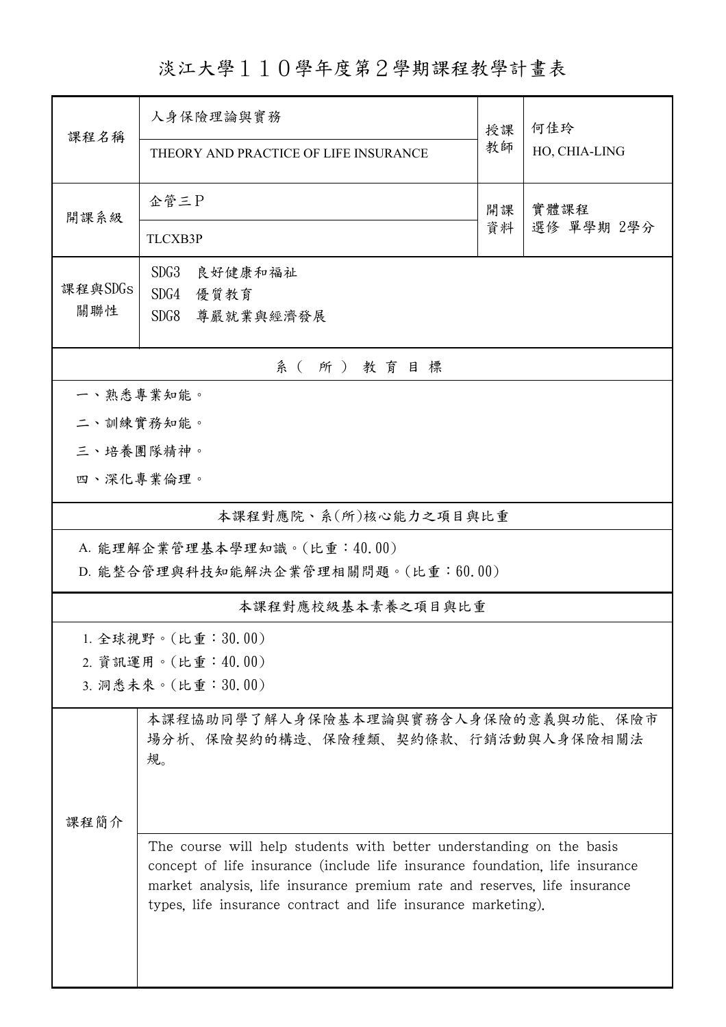# 淡江大學１１０學年度第２學期課程教學計畫表

| 課程名稱 | 人身保險理論與實務 | 授課教師 | 何佳玲 |
|---|---|---|---|
| | THEORY AND PRACTICE OF LIFE INSURANCE | | HO, CHIA-LING |
| 開課系級 | 企管三P | 開課資料 | 實體課程<br>選修 單學期 2學分 |
| | TLCXB3P | | |
| 課程與SDGs關聯性 | SDG3　良好健康和福祉<br>SDG4　優質教育<br>SDG8　尊嚴就業與經濟發展 | | |

## 系（所）教育目標

一、熟悉專業知能。

二、訓練實務知能。

三、培養團隊精神。

四、深化專業倫理。

## 本課程對應院、系(所)核心能力之項目與比重

A. 能理解企業管理基本學理知識。(比重：40.00)

D. 能整合管理與科技知能解決企業管理相關問題。(比重：60.00)

## 本課程對應校級基本素養之項目與比重

1. 全球視野。(比重：30.00)
2. 資訊運用。(比重：40.00)
3. 洞悉未來。(比重：30.00)

## 課程簡介

本課程協助同學了解人身保險基本理論與實務含人身保險的意義與功能、保險市場分析、保險契約的構造、保險種類、契約條款、行銷活動與人身保險相關法規。

The course will help students with better understanding on the basis concept of life insurance (include life insurance foundation, life insurance market analysis, life insurance premium rate and reserves, life insurance types, life insurance contract and life insurance marketing).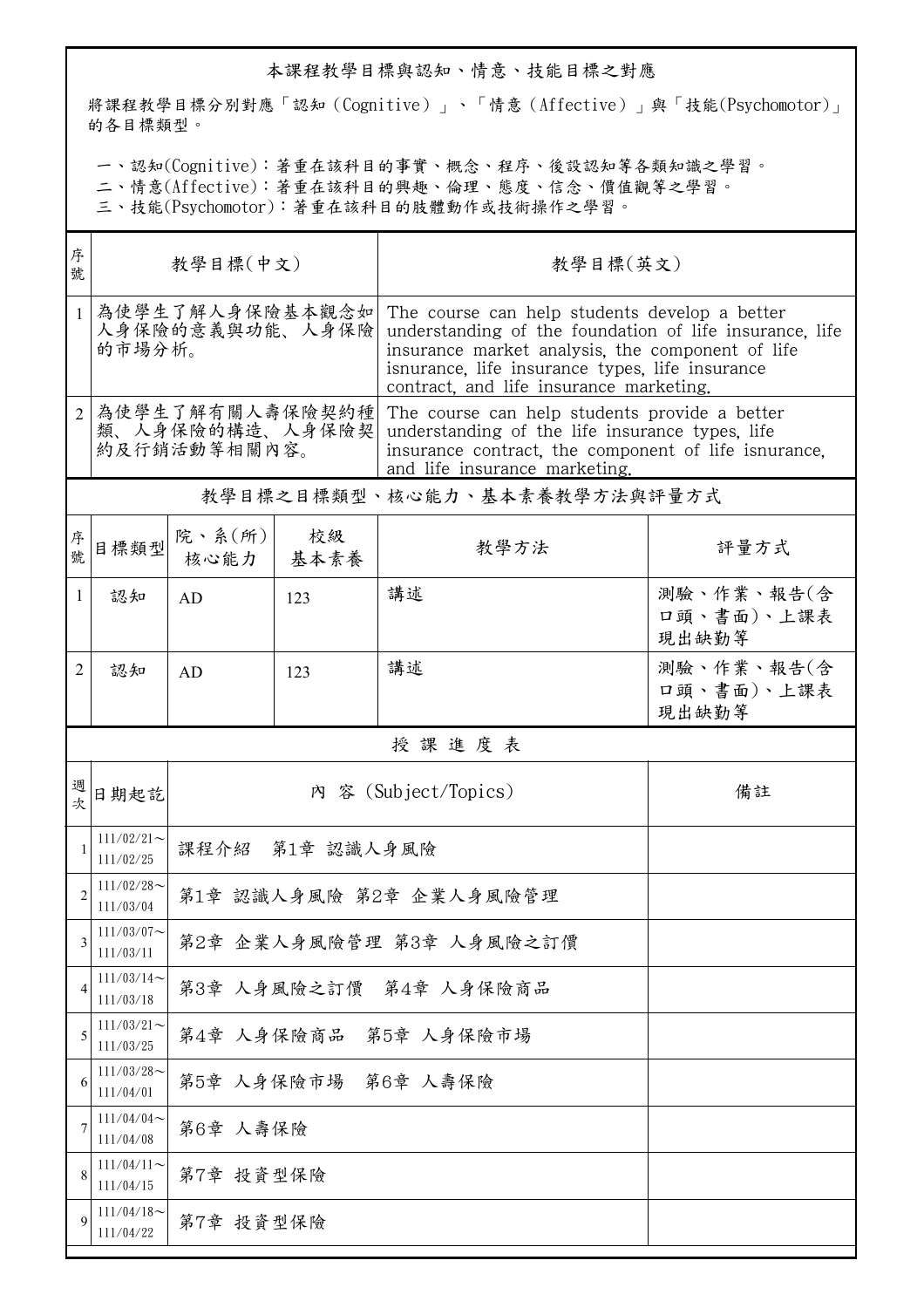## 本課程教學目標與認知、情意、技能目標之對應

將課程教學目標分別對應「認知（Cognitive）」、「情意（Affective）」與「技能(Psychomotor)」的各目標類型。

一、認知(Cognitive)：著重在該科目的事實、概念、程序、後設認知等各類知識之學習。
二、情意(Affective)：著重在該科目的興趣、倫理、態度、信念、價值觀等之學習。
三、技能(Psychomotor)：著重在該科目的肢體動作或技術操作之學習。

| 序號 | 教學目標(中文) | 教學目標(英文) |
|---|---|---|
| 1 | 為使學生了解人身保險基本觀念如人身保險的意義與功能、人身保險的市場分析。 | The course can help students develop a better understanding of the foundation of life insurance, life insurance market analysis, the component of life isnurance, life insurance types, life insurance contract, and life insurance marketing. |
| 2 | 為使學生了解有關人壽保險契約種類、人身保險的構造、人身保險契約及行銷活動等相關內容。 | The course can help students provide a better understanding of the life insurance types, life insurance contract, the component of life isnurance, and life insurance marketing. |

## 教學目標之目標類型、核心能力、基本素養教學方法與評量方式

| 序號 | 目標類型 | 院、系(所)核心能力 | 校級基本素養 | 教學方法 | 評量方式 |
|---|---|---|---|---|---|
| 1 | 認知 | AD | 123 | 講述 | 測驗、作業、報告(含口頭、書面)、上課表現出缺勤等 |
| 2 | 認知 | AD | 123 | 講述 | 測驗、作業、報告(含口頭、書面)、上課表現出缺勤等 |

## 授 課 進 度 表

| 週次 | 日期起訖 | 內 容 (Subject/Topics) | 備註 |
|---|---|---|---|
| 1 | 111/02/21～111/02/25 | 課程介紹 第1章 認識人身風險 | |
| 2 | 111/02/28～111/03/04 | 第1章 認識人身風險 第2章 企業人身風險管理 | |
| 3 | 111/03/07～111/03/11 | 第2章 企業人身風險管理 第3章 人身風險之訂價 | |
| 4 | 111/03/14～111/03/18 | 第3章 人身風險之訂價 第4章 人身保險商品 | |
| 5 | 111/03/21～111/03/25 | 第4章 人身保險商品 第5章 人身保險市場 | |
| 6 | 111/03/28～111/04/01 | 第5章 人身保險市場 第6章 人壽保險 | |
| 7 | 111/04/04～111/04/08 | 第6章 人壽保險 | |
| 8 | 111/04/11～111/04/15 | 第7章 投資型保險 | |
| 9 | 111/04/18～111/04/22 | 第7章 投資型保險 | |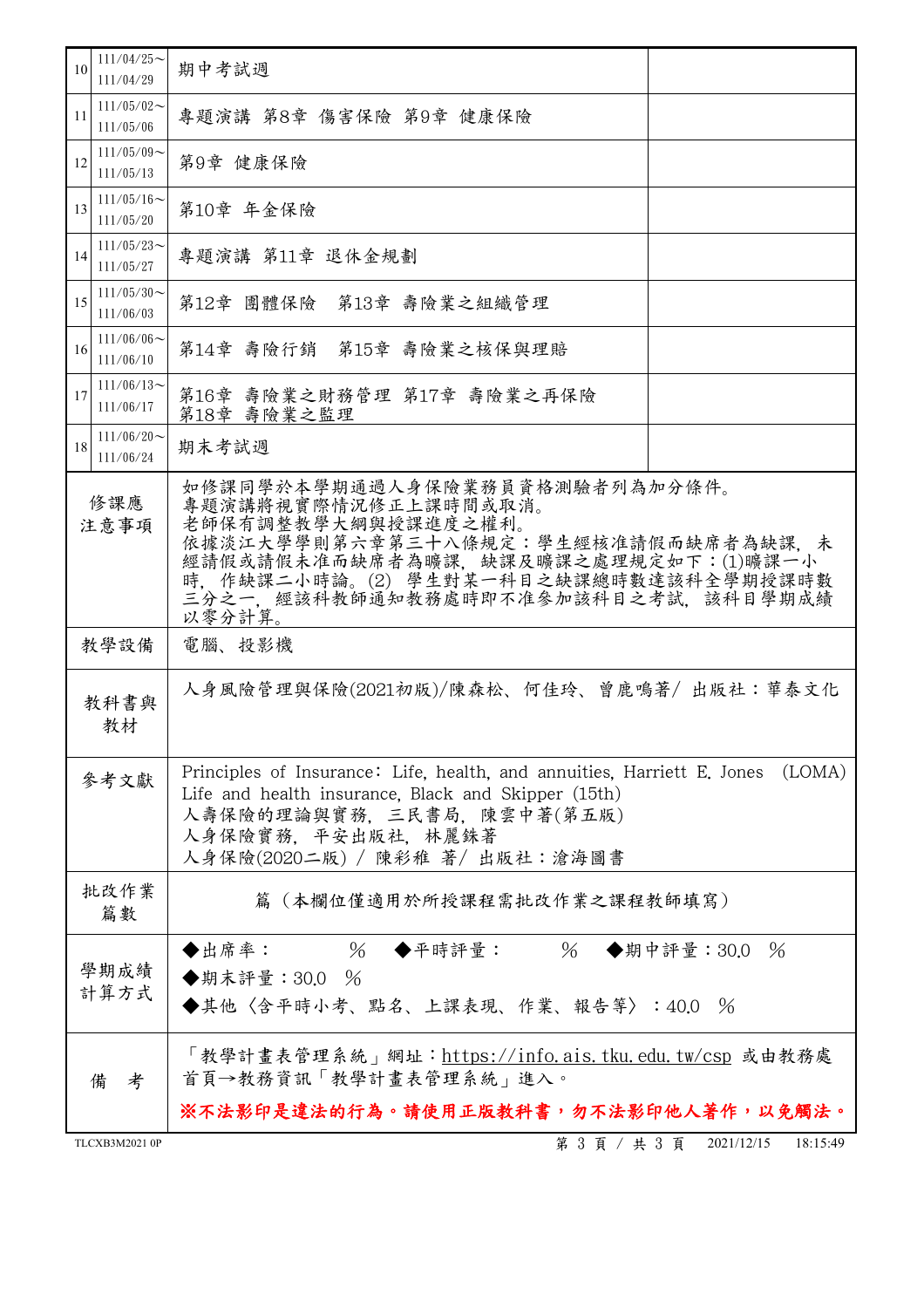| | | | |
|---|---|---|---|
| 10 | 111/04/25～111/04/29 | 期中考試週 | |
| 11 | 111/05/02～111/05/06 | 專題演講 第8章 傷害保險 第9章 健康保險 | |
| 12 | 111/05/09～111/05/13 | 第9章 健康保險 | |
| 13 | 111/05/16～111/05/20 | 第10章 年金保險 | |
| 14 | 111/05/23～111/05/27 | 專題演講 第11章 退休金規劃 | |
| 15 | 111/05/30～111/06/03 | 第12章 團體保險　第13章 壽險業之組織管理 | |
| 16 | 111/06/06～111/06/10 | 第14章 壽險行銷　第15章 壽險業之核保與理賠 | |
| 17 | 111/06/13～111/06/17 | 第16章 壽險業之財務管理 第17章 壽險業之再保險<br>第18章 壽險業之監理 | |
| 18 | 111/06/20～111/06/24 | 期末考試週 | |

| | |
|---|---|
| 修課應注意事項 | 如修課同學於本學期通過人身保險業務員資格測驗者列為加分條件。<br>專題演講將視實際情況修正上課時間或取消。<br>老師保有調整教學大綱與授課進度之權利。<br>依據淡江大學學則第六章第三十八條規定：學生經核准請假而缺席者為缺課，未經請假或請假未准而缺席者為曠課，缺課及曠課之處理規定如下：(1)曠課一小時，作缺課二小時論。(2) 學生對某一科目之缺課總時數達該科全學期授課時數三分之一，經該科教師通知教務處時即不准參加該科目之考試，該科目學期成績以零分計算。 |
| 教學設備 | 電腦、投影機 |
| 教科書與教材 | 人身風險管理與保險(2021初版)/陳森松、何佳玲、曾鹿鳴著/ 出版社：華泰文化 |
| 參考文獻 | Principles of Insurance: Life, health, and annuities, Harriett E. Jones (LOMA)<br>Life and health insurance, Black and Skipper (15th)<br>人壽保險的理論與實務，三民書局，陳雲中著(第五版)<br>人身保險實務，平安出版社，林麗銖著<br>人身保險(2020二版) / 陳彩稚 著/ 出版社：滄海圖書 |
| 批改作業篇數 | 篇（本欄位僅適用於所授課程需批改作業之課程教師填寫） |
| 學期成績計算方式 | ◆出席率：　　％　◆平時評量：　　％　◆期中評量：30.0 ％<br>◆期末評量：30.0 ％<br>◆其他〈含平時小考、點名、上課表現、作業、報告等〉：40.0 ％ |
| 備考 | 「教學計畫表管理系統」網址：https://info.ais.tku.edu.tw/csp 或由教務處首頁→教務資訊「教學計畫表管理系統」進入。<br>**※不法影印是違法的行為。請使用正版教科書，勿不法影印他人著作，以免觸法。** |

TLCXB3M2021 0P　　2021/12/15　18:15:49